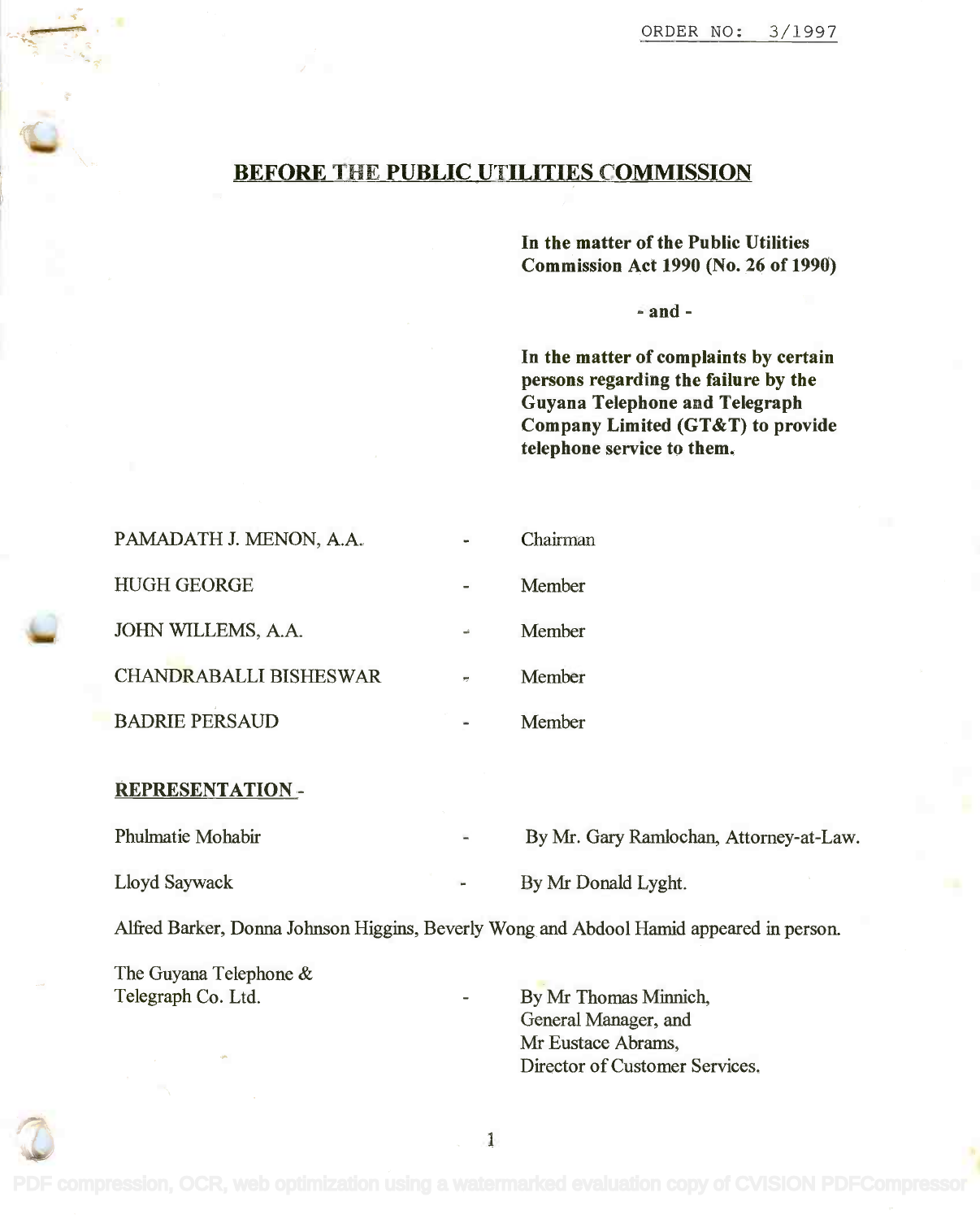ORDER NO: 3/1997

# BEFORE THE PUBLIC UTILITIES COMMISSION

**In the matter of the Public Utilities Commission Act 1990 (No. 26 of 1990)**

**- and -**

**In the matter of complaints by certain persons regarding the failure by the Guyana Telephone and Telegraph Company Limited (GT&T) to provide telephone service to them.**

| | | |
|---|---|---|
| PAMADATH J. MENON, A.A. | - | Chairman |
| HUGH GEORGE | - | Member |
| JOHN WILLEMS, A.A. | - | Member |
| CHANDRABALLI BISHESWAR | - | Member |
| BADRIE PERSAUD | - | Member |

**REPRESENTATION -**

| | | |
|---|---|---|
| Phulmatie Mohabir | - | By Mr. Gary Ramlochan, Attorney-at-Law. |
| Lloyd Saywack | - | By Mr Donald Lyght. |

Alfred Barker, Donna Johnson Higgins, Beverly Wong and Abdool Hamid appeared in person.

| | | |
|---|---|---|
| The Guyana Telephone & Telegraph Co. Ltd. | - | By Mr Thomas Minnich, General Manager, and Mr Eustace Abrams, Director of Customer Services. |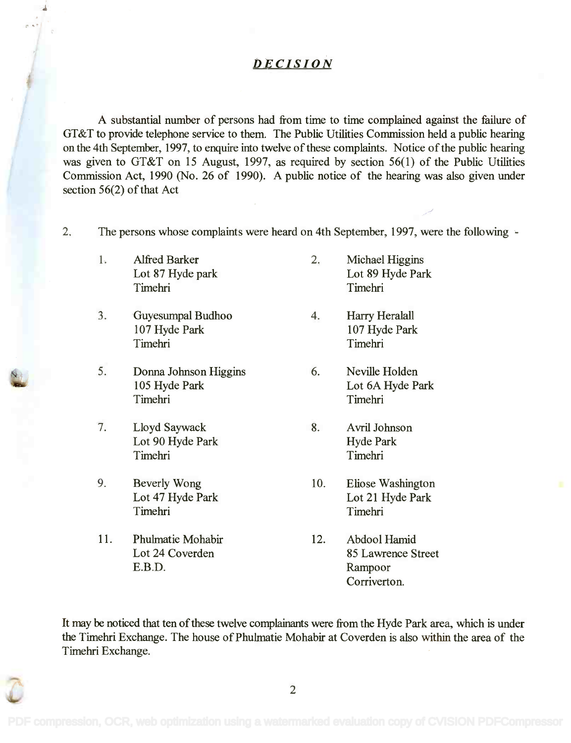## *DECISION*

A substantial number of persons had from time to time complained against the failure of GT&T to provide telephone service to them. The Public Utilities Commission held a public hearing on the 4th September, 1997, to enquire into twelve of these complaints. Notice of the public hearing was given to GT&T on 15 August, 1997, as required by section 56(1) of the Public Utilities Commission Act, 1990 (No. 26 of 1990). A public notice of the hearing was also given under section 56(2) of that Act

2. The persons whose complaints were heard on 4th September, 1997, were the following -

1. Alfred Barker
   Lot 87 Hyde park
   Timehri

2. Michael Higgins
   Lot 89 Hyde Park
   Timehri

3. Guyesumpal Budhoo
   107 Hyde Park
   Timehri

4. Harry Heralall
   107 Hyde Park
   Timehri

5. Donna Johnson Higgins
   105 Hyde Park
   Timehri

6. Neville Holden
   Lot 6A Hyde Park
   Timehri

7. Lloyd Saywack
   Lot 90 Hyde Park
   Timehri

8. Avril Johnson
   Hyde Park
   Timehri

9. Beverly Wong
   Lot 47 Hyde Park
   Timehri

10. Eliose Washington
    Lot 21 Hyde Park
    Timehri

11. Phulmatie Mohabir
    Lot 24 Coverden
    E.B.D.

12. Abdool Hamid
    85 Lawrence Street
    Rampoor
    Corriverton.

It may be noticed that ten of these twelve complainants were from the Hyde Park area, which is under the Timehri Exchange. The house of Phulmatie Mohabir at Coverden is also within the area of the Timehri Exchange.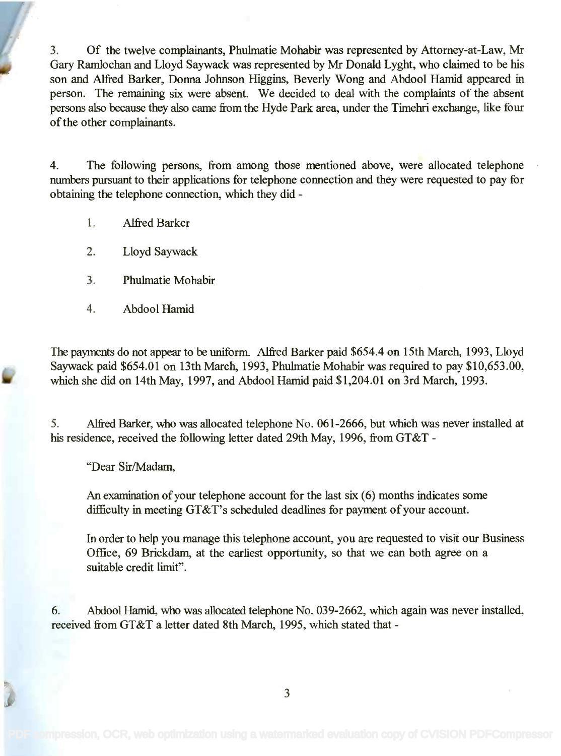3. Of the twelve complainants, Phulmatie Mohabir was represented by Attorney-at-Law, Mr Gary Ramlochan and Lloyd Saywack was represented by Mr Donald Lyght, who claimed to be his son and Alfred Barker, Donna Johnson Higgins, Beverly Wong and Abdool Hamid appeared in person. The remaining six were absent. We decided to deal with the complaints of the absent persons also because they also came from the Hyde Park area, under the Timehri exchange, like four of the other complainants.

4. The following persons, from among those mentioned above, were allocated telephone numbers pursuant to their applications for telephone connection and they were requested to pay for obtaining the telephone connection, which they did -

1. Alfred Barker
2. Lloyd Saywack
3. Phulmatie Mohabir
4. Abdool Hamid

The payments do not appear to be uniform. Alfred Barker paid $654.4 on 15th March, 1993, Lloyd Saywack paid $654.01 on 13th March, 1993, Phulmatie Mohabir was required to pay $10,653.00, which she did on 14th May, 1997, and Abdool Hamid paid $1,204.01 on 3rd March, 1993.

5. Alfred Barker, who was allocated telephone No. 061-2666, but which was never installed at his residence, received the following letter dated 29th May, 1996, from GT&T -

> "Dear Sir/Madam,
>
> An examination of your telephone account for the last six (6) months indicates some difficulty in meeting GT&T's scheduled deadlines for payment of your account.
>
> In order to help you manage this telephone account, you are requested to visit our Business Office, 69 Brickdam, at the earliest opportunity, so that we can both agree on a suitable credit limit".

6. Abdool Hamid, who was allocated telephone No. 039-2662, which again was never installed, received from GT&T a letter dated 8th March, 1995, which stated that -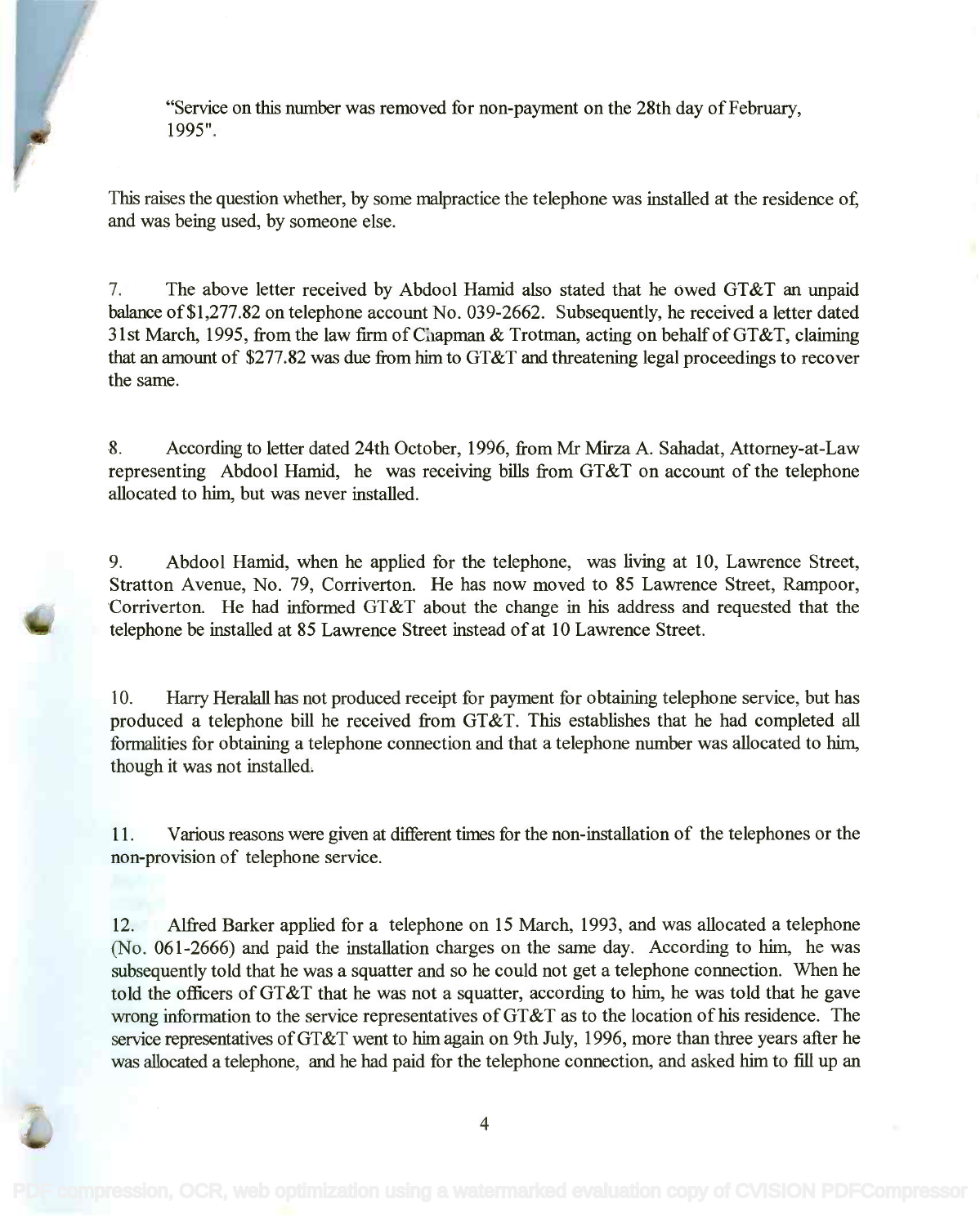"Service on this number was removed for non-payment on the 28th day of February, 1995".

This raises the question whether, by some malpractice the telephone was installed at the residence of, and was being used, by someone else.

7. The above letter received by Abdool Hamid also stated that he owed GT&T an unpaid balance of $1,277.82 on telephone account No. 039-2662. Subsequently, he received a letter dated 31st March, 1995, from the law firm of Chapman & Trotman, acting on behalf of GT&T, claiming that an amount of $277.82 was due from him to GT&T and threatening legal proceedings to recover the same.

8. According to letter dated 24th October, 1996, from Mr Mirza A. Sahadat, Attorney-at-Law representing Abdool Hamid, he was receiving bills from GT&T on account of the telephone allocated to him, but was never installed.

9. Abdool Hamid, when he applied for the telephone, was living at 10, Lawrence Street, Stratton Avenue, No. 79, Corriverton. He has now moved to 85 Lawrence Street, Rampoor, Corriverton. He had informed GT&T about the change in his address and requested that the telephone be installed at 85 Lawrence Street instead of at 10 Lawrence Street.

10. Harry Heralall has not produced receipt for payment for obtaining telephone service, but has produced a telephone bill he received from GT&T. This establishes that he had completed all formalities for obtaining a telephone connection and that a telephone number was allocated to him, though it was not installed.

11. Various reasons were given at different times for the non-installation of the telephones or the non-provision of telephone service.

12. Alfred Barker applied for a telephone on 15 March, 1993, and was allocated a telephone (No. 061-2666) and paid the installation charges on the same day. According to him, he was subsequently told that he was a squatter and so he could not get a telephone connection. When he told the officers of GT&T that he was not a squatter, according to him, he was told that he gave wrong information to the service representatives of GT&T as to the location of his residence. The service representatives of GT&T went to him again on 9th July, 1996, more than three years after he was allocated a telephone, and he had paid for the telephone connection, and asked him to fill up an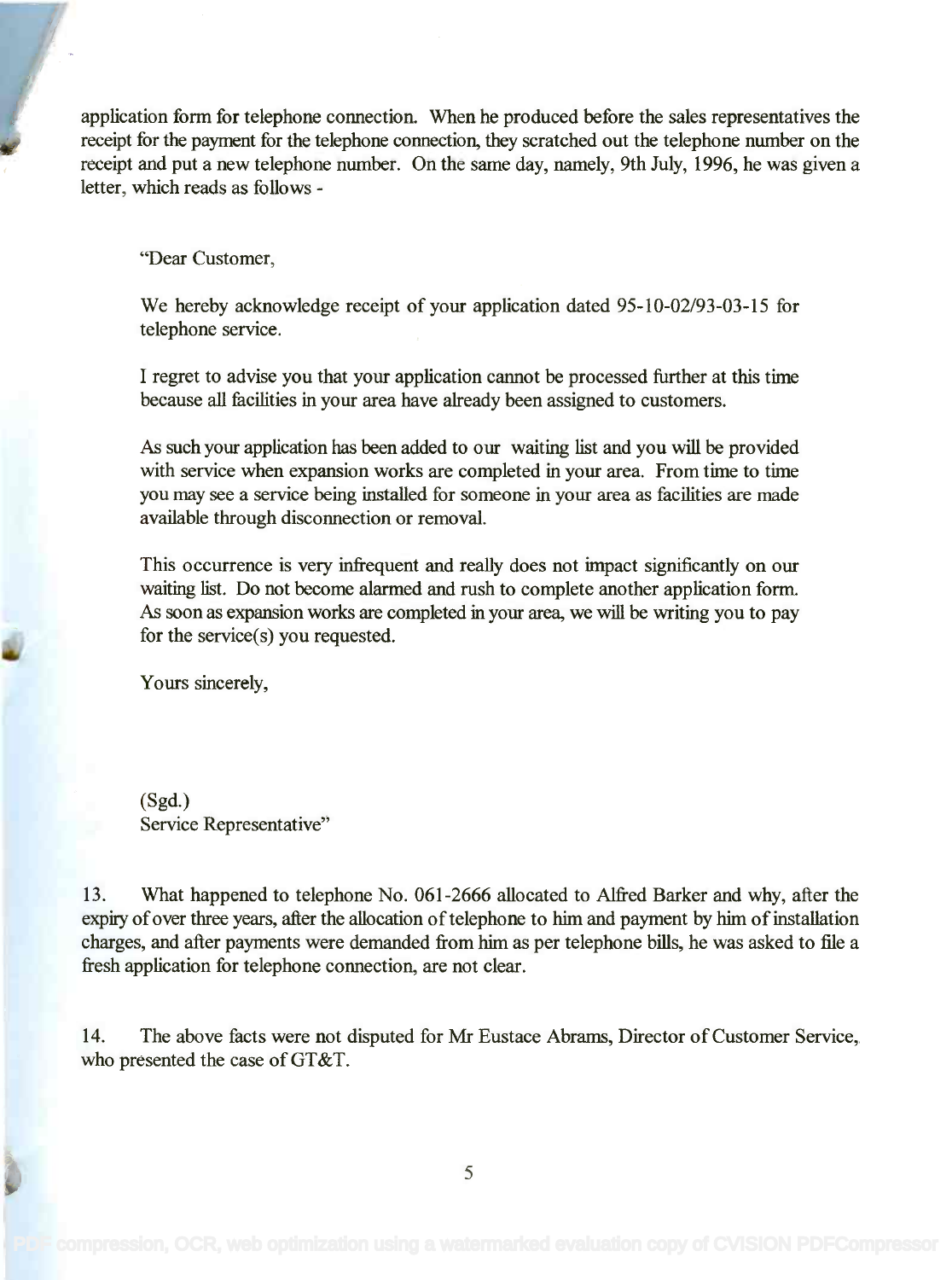application form for telephone connection. When he produced before the sales representatives the receipt for the payment for the telephone connection, they scratched out the telephone number on the receipt and put a new telephone number. On the same day, namely, 9th July, 1996, he was given a letter, which reads as follows -

> "Dear Customer,
>
> We hereby acknowledge receipt of your application dated 95-10-02/93-03-15 for telephone service.
>
> I regret to advise you that your application cannot be processed further at this time because all facilities in your area have already been assigned to customers.
>
> As such your application has been added to our waiting list and you will be provided with service when expansion works are completed in your area. From time to time you may see a service being installed for someone in your area as facilities are made available through disconnection or removal.
>
> This occurrence is very infrequent and really does not impact significantly on our waiting list. Do not become alarmed and rush to complete another application form. As soon as expansion works are completed in your area, we will be writing you to pay for the service(s) you requested.
>
> Yours sincerely,
>
> (Sgd.)
> Service Representative"

13. What happened to telephone No. 061-2666 allocated to Alfred Barker and why, after the expiry of over three years, after the allocation of telephone to him and payment by him of installation charges, and after payments were demanded from him as per telephone bills, he was asked to file a fresh application for telephone connection, are not clear.

14. The above facts were not disputed for Mr Eustace Abrams, Director of Customer Service, who presented the case of GT&T.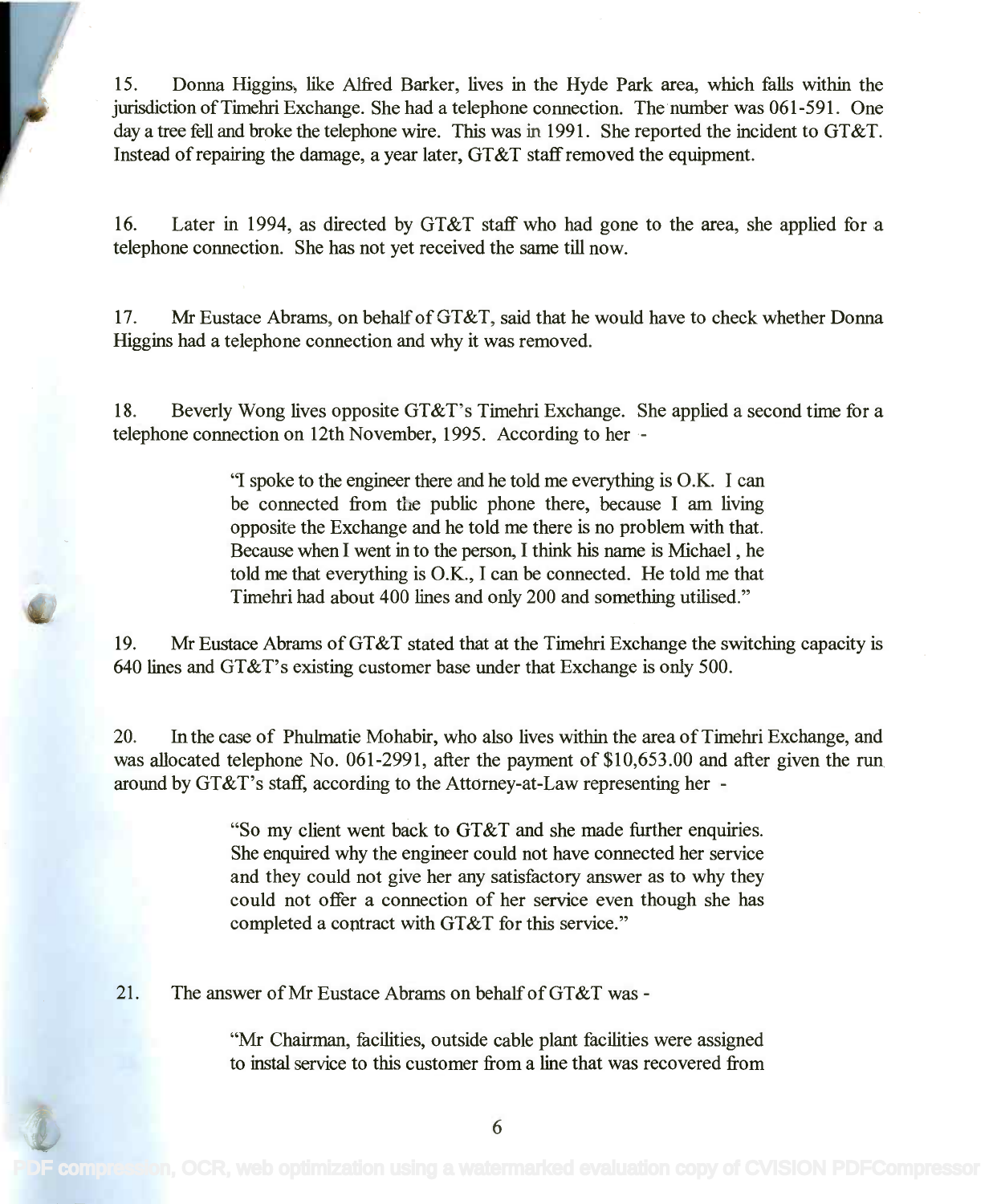15. Donna Higgins, like Alfred Barker, lives in the Hyde Park area, which falls within the jurisdiction of Timehri Exchange. She had a telephone connection. The number was 061-591. One day a tree fell and broke the telephone wire. This was in 1991. She reported the incident to GT&T. Instead of repairing the damage, a year later, GT&T staff removed the equipment.

16. Later in 1994, as directed by GT&T staff who had gone to the area, she applied for a telephone connection. She has not yet received the same till now.

17. Mr Eustace Abrams, on behalf of GT&T, said that he would have to check whether Donna Higgins had a telephone connection and why it was removed.

18. Beverly Wong lives opposite GT&T's Timehri Exchange. She applied a second time for a telephone connection on 12th November, 1995. According to her -

> "I spoke to the engineer there and he told me everything is O.K. I can be connected from the public phone there, because I am living opposite the Exchange and he told me there is no problem with that. Because when I went in to the person, I think his name is Michael , he told me that everything is O.K., I can be connected. He told me that Timehri had about 400 lines and only 200 and something utilised."

19. Mr Eustace Abrams of GT&T stated that at the Timehri Exchange the switching capacity is 640 lines and GT&T's existing customer base under that Exchange is only 500.

20. In the case of Phulmatie Mohabir, who also lives within the area of Timehri Exchange, and was allocated telephone No. 061-2991, after the payment of $10,653.00 and after given the run around by GT&T's staff, according to the Attorney-at-Law representing her -

> "So my client went back to GT&T and she made further enquiries. She enquired why the engineer could not have connected her service and they could not give her any satisfactory answer as to why they could not offer a connection of her service even though she has completed a contract with GT&T for this service."

21. The answer of Mr Eustace Abrams on behalf of GT&T was -

> "Mr Chairman, facilities, outside cable plant facilities were assigned to instal service to this customer from a line that was recovered from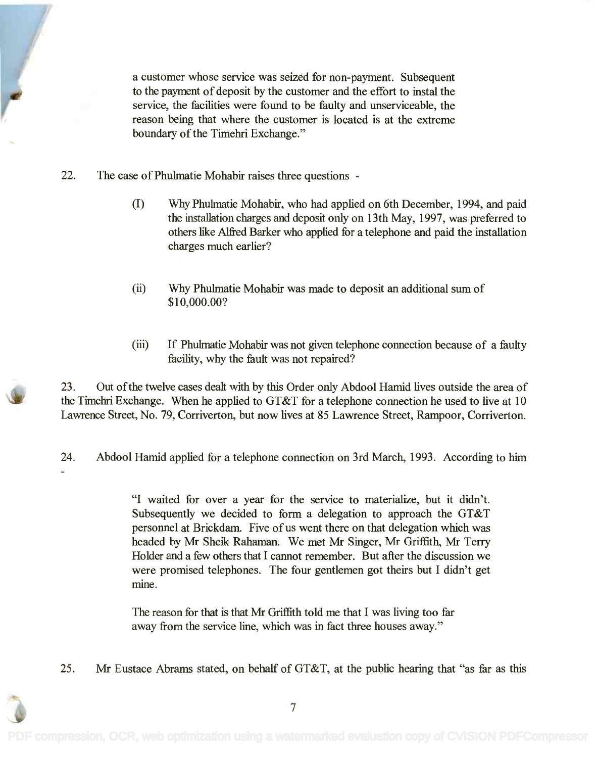a customer whose service was seized for non-payment. Subsequent to the payment of deposit by the customer and the effort to instal the service, the facilities were found to be faulty and unserviceable, the reason being that where the customer is located is at the extreme boundary of the Timehri Exchange."

22. The case of Phulmatie Mohabir raises three questions -

> (I) Why Phulmatie Mohabir, who had applied on 6th December, 1994, and paid the installation charges and deposit only on 13th May, 1997, was preferred to others like Alfred Barker who applied for a telephone and paid the installation charges much earlier?
>
> (ii) Why Phulmatie Mohabir was made to deposit an additional sum of $10,000.00?
>
> (iii) If Phulmatie Mohabir was not given telephone connection because of a faulty facility, why the fault was not repaired?

23. Out of the twelve cases dealt with by this Order only Abdool Hamid lives outside the area of the Timehri Exchange. When he applied to GT&T for a telephone connection he used to live at 10 Lawrence Street, No. 79, Corriverton, but now lives at 85 Lawrence Street, Rampoor, Corriverton.

24. Abdool Hamid applied for a telephone connection on 3rd March, 1993. According to him -

> "I waited for over a year for the service to materialize, but it didn't. Subsequently we decided to form a delegation to approach the GT&T personnel at Brickdam. Five of us went there on that delegation which was headed by Mr Sheik Rahaman. We met Mr Singer, Mr Griffith, Mr Terry Holder and a few others that I cannot remember. But after the discussion we were promised telephones. The four gentlemen got theirs but I didn't get mine.
>
> The reason for that is that Mr Griffith told me that I was living too far away from the service line, which was in fact three houses away."

25. Mr Eustace Abrams stated, on behalf of GT&T, at the public hearing that "as far as this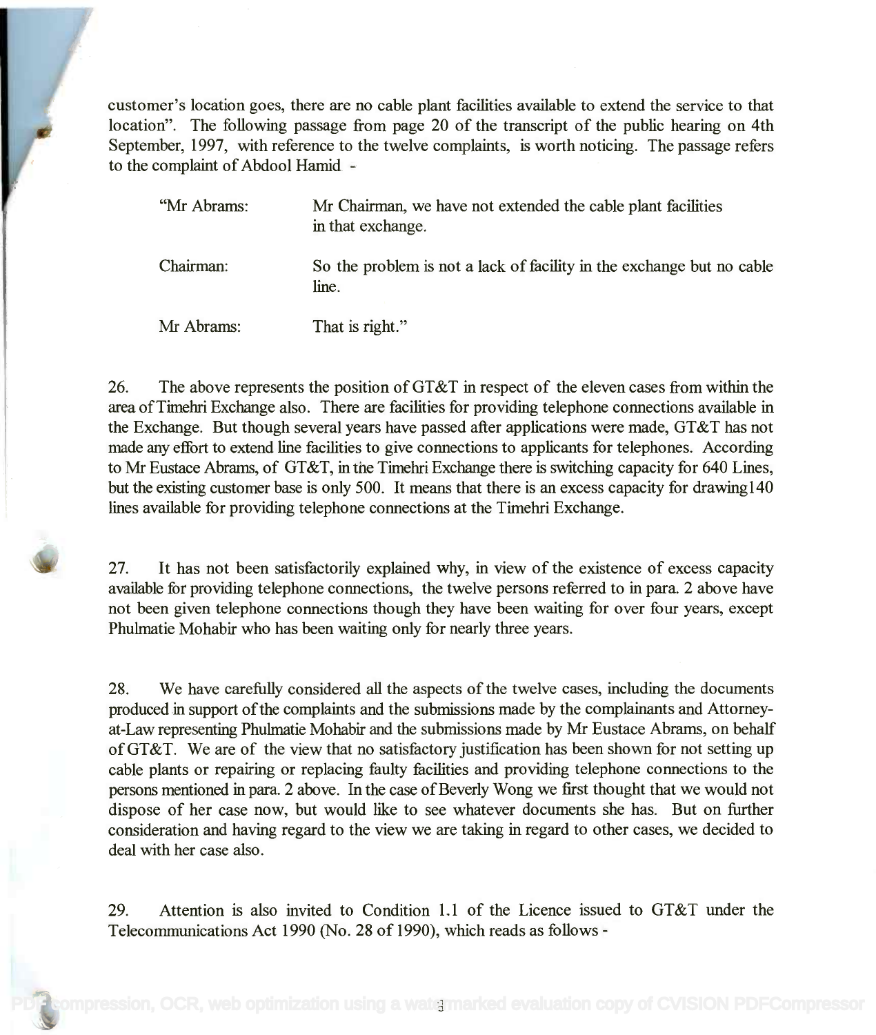customer's location goes, there are no cable plant facilities available to extend the service to that location". The following passage from page 20 of the transcript of the public hearing on 4th September, 1997, with reference to the twelve complaints, is worth noticing. The passage refers to the complaint of Abdool Hamid -

> "Mr Abrams: Mr Chairman, we have not extended the cable plant facilities in that exchange.
>
> Chairman: So the problem is not a lack of facility in the exchange but no cable line.
>
> Mr Abrams: That is right."

26. The above represents the position of GT&T in respect of the eleven cases from within the area of Timehri Exchange also. There are facilities for providing telephone connections available in the Exchange. But though several years have passed after applications were made, GT&T has not made any effort to extend line facilities to give connections to applicants for telephones. According to Mr Eustace Abrams, of GT&T, in the Timehri Exchange there is switching capacity for 640 Lines, but the existing customer base is only 500. It means that there is an excess capacity for drawing140 lines available for providing telephone connections at the Timehri Exchange.

27. It has not been satisfactorily explained why, in view of the existence of excess capacity available for providing telephone connections, the twelve persons referred to in para. 2 above have not been given telephone connections though they have been waiting for over four years, except Phulmatie Mohabir who has been waiting only for nearly three years.

28. We have carefully considered all the aspects of the twelve cases, including the documents produced in support of the complaints and the submissions made by the complainants and Attorney-at-Law representing Phulmatie Mohabir and the submissions made by Mr Eustace Abrams, on behalf of GT&T. We are of the view that no satisfactory justification has been shown for not setting up cable plants or repairing or replacing faulty facilities and providing telephone connections to the persons mentioned in para. 2 above. In the case of Beverly Wong we first thought that we would not dispose of her case now, but would like to see whatever documents she has. But on further consideration and having regard to the view we are taking in regard to other cases, we decided to deal with her case also.

29. Attention is also invited to Condition 1.1 of the Licence issued to GT&T under the Telecommunications Act 1990 (No. 28 of 1990), which reads as follows -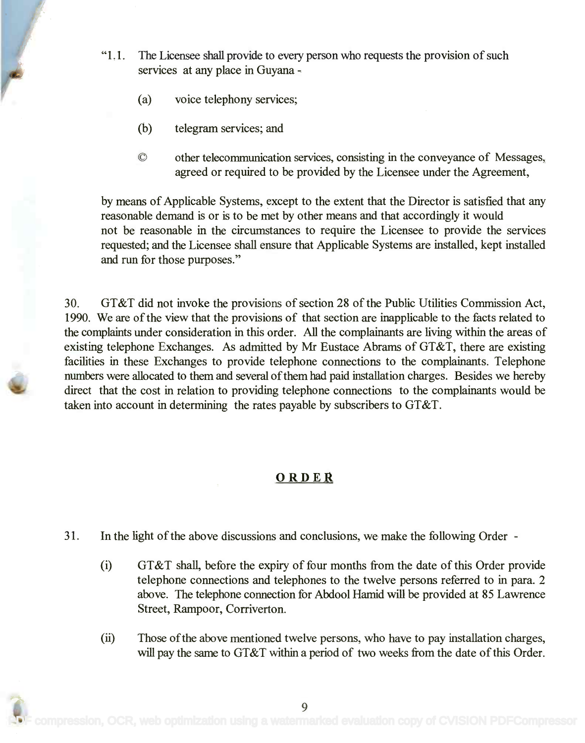"1.1. The Licensee shall provide to every person who requests the provision of such services at any place in Guyana -

(a) voice telephony services;

(b) telegram services; and

© other telecommunication services, consisting in the conveyance of Messages, agreed or required to be provided by the Licensee under the Agreement,

by means of Applicable Systems, except to the extent that the Director is satisfied that any reasonable demand is or is to be met by other means and that accordingly it would not be reasonable in the circumstances to require the Licensee to provide the services requested; and the Licensee shall ensure that Applicable Systems are installed, kept installed and run for those purposes."

30. GT&T did not invoke the provisions of section 28 of the Public Utilities Commission Act, 1990. We are of the view that the provisions of that section are inapplicable to the facts related to the complaints under consideration in this order. All the complainants are living within the areas of existing telephone Exchanges. As admitted by Mr Eustace Abrams of GT&T, there are existing facilities in these Exchanges to provide telephone connections to the complainants. Telephone numbers were allocated to them and several of them had paid installation charges. Besides we hereby direct that the cost in relation to providing telephone connections to the complainants would be taken into account in determining the rates payable by subscribers to GT&T.

## ORDER

31. In the light of the above discussions and conclusions, we make the following Order -

(i) GT&T shall, before the expiry of four months from the date of this Order provide telephone connections and telephones to the twelve persons referred to in para. 2 above. The telephone connection for Abdool Hamid will be provided at 85 Lawrence Street, Rampoor, Corriverton.

(ii) Those of the above mentioned twelve persons, who have to pay installation charges, will pay the same to GT&T within a period of two weeks from the date of this Order.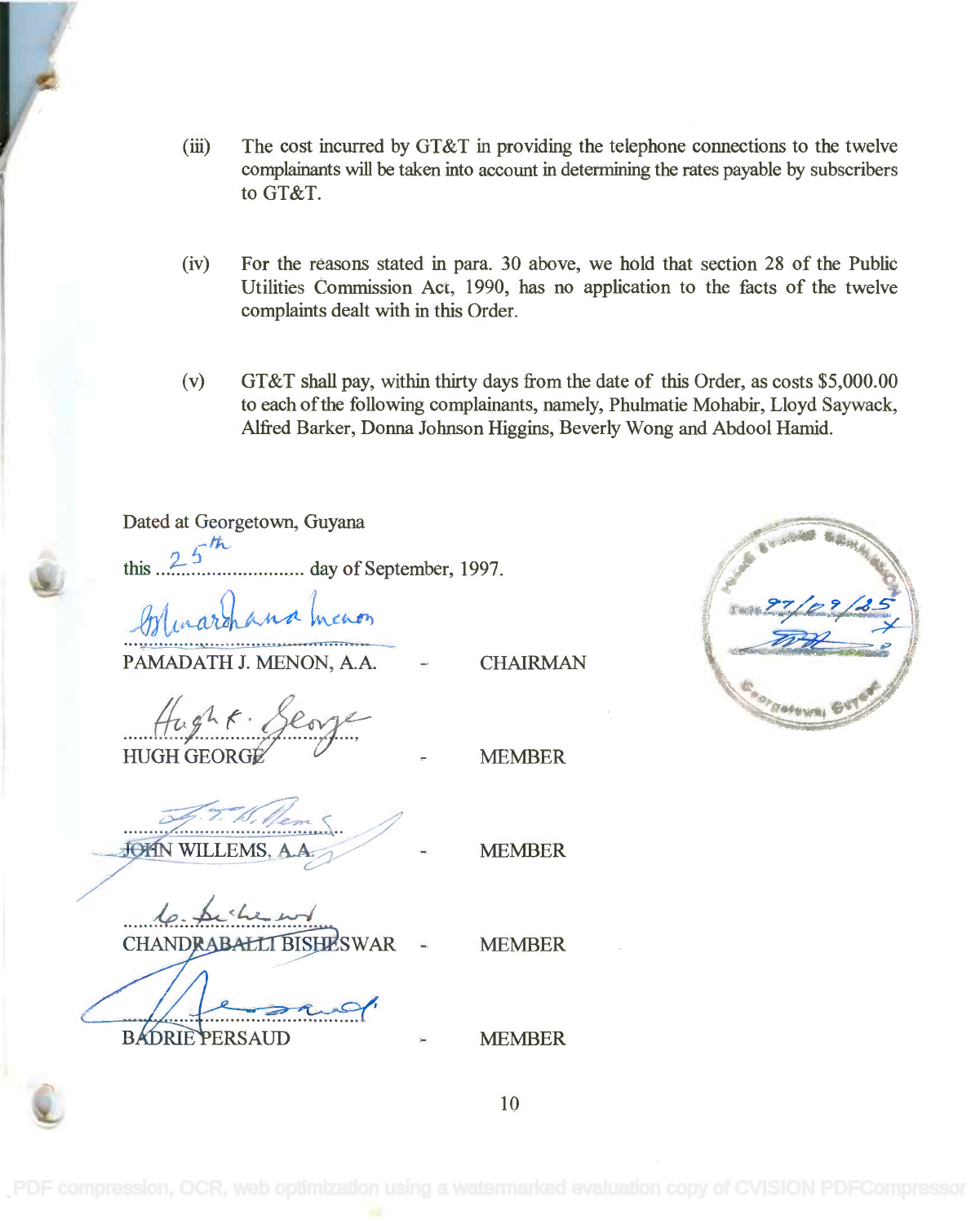(iii) The cost incurred by GT&T in providing the telephone connections to the twelve complainants will be taken into account in determining the rates payable by subscribers to GT&T.

(iv) For the reasons stated in para. 30 above, we hold that section 28 of the Public Utilities Commission Act, 1990, has no application to the facts of the twelve complaints dealt with in this Order.

(v) GT&T shall pay, within thirty days from the date of this Order, as costs $5,000.00 to each of the following complainants, namely, Phulmatie Mohabir, Lloyd Saywack, Alfred Barker, Donna Johnson Higgins, Beverly Wong and Abdool Hamid.

Dated at Georgetown, Guyana

this 25th day of September, 1997.

PAMADATH J. MENON, A.A. - CHAIRMAN

HUGH GEORGE - MEMBER

JOHN WILLEMS, A.A. - MEMBER

CHANDRABALLI BISHESWAR - MEMBER

BADRIE PERSAUD - MEMBER

97/09/25